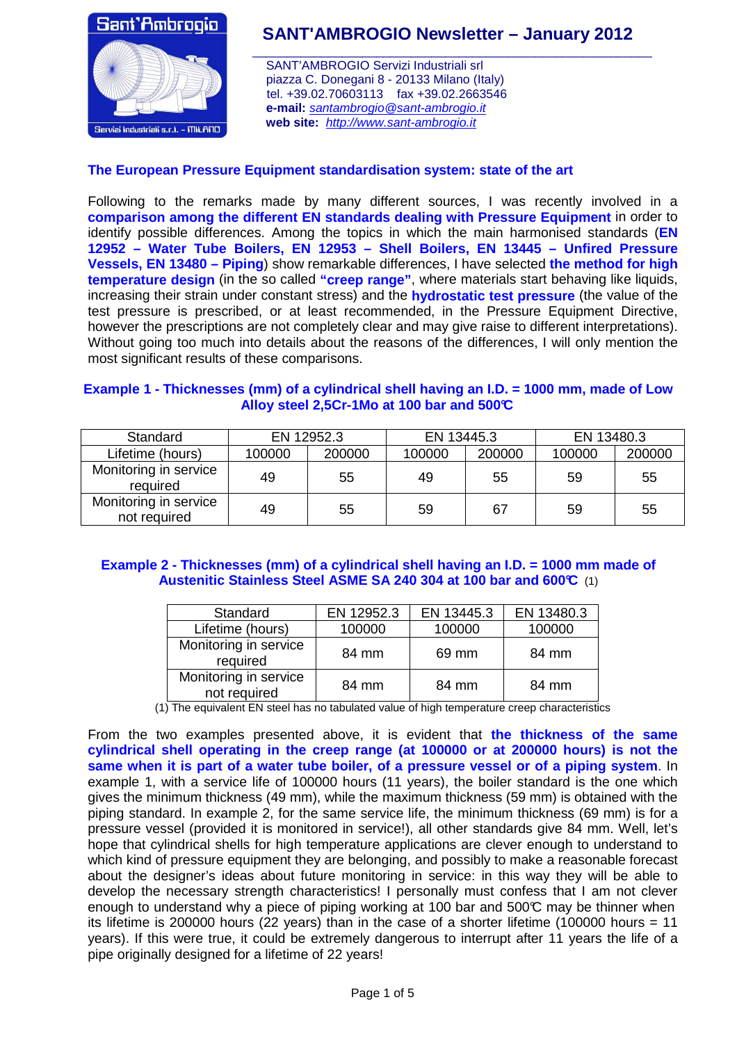# SANT'AMBROGIO Newsletter – January 2012

SANT'AMBROGIO Servizi Industriali srl
piazza C. Donegani 8 - 20133 Milano (Italy)
tel. +39.02.70603113  fax +39.02.2663546
**e-mail:** *santambrogio@sant-ambrogio.it*
**web site:** *http://www.sant-ambrogio.it*

## The European Pressure Equipment standardisation system: state of the art

Following to the remarks made by many different sources, I was recently involved in a **comparison among the different EN standards dealing with Pressure Equipment** in order to identify possible differences. Among the topics in which the main harmonised standards (**EN 12952 – Water Tube Boilers, EN 12953 – Shell Boilers, EN 13445 – Unfired Pressure Vessels, EN 13480 – Piping**) show remarkable differences, I have selected **the method for high temperature design** (in the so called **"creep range"**, where materials start behaving like liquids, increasing their strain under constant stress) and the **hydrostatic test pressure** (the value of the test pressure is prescribed, or at least recommended, in the Pressure Equipment Directive, however the prescriptions are not completely clear and may give raise to different interpretations). Without going too much into details about the reasons of the differences, I will only mention the most significant results of these comparisons.

### Example 1 - Thicknesses (mm) of a cylindrical shell having an I.D. = 1000 mm, made of Low Alloy steel 2,5Cr-1Mo at 100 bar and 500°C

| Standard | EN 12952.3 | | EN 13445.3 | | EN 13480.3 | |
|---|---|---|---|---|---|---|
| Lifetime (hours) | 100000 | 200000 | 100000 | 200000 | 100000 | 200000 |
| Monitoring in service required | 49 | 55 | 49 | 55 | 59 | 55 |
| Monitoring in service not required | 49 | 55 | 59 | 67 | 59 | 55 |

### Example 2 - Thicknesses (mm) of a cylindrical shell having an I.D. = 1000 mm made of Austenitic Stainless Steel ASME SA 240 304 at 100 bar and 600°C (1)

| Standard | EN 12952.3 | EN 13445.3 | EN 13480.3 |
|---|---|---|---|
| Lifetime (hours) | 100000 | 100000 | 100000 |
| Monitoring in service required | 84 mm | 69 mm | 84 mm |
| Monitoring in service not required | 84 mm | 84 mm | 84 mm |

(1) The equivalent EN steel has no tabulated value of high temperature creep characteristics

From the two examples presented above, it is evident that **the thickness of the same cylindrical shell operating in the creep range (at 100000 or at 200000 hours) is not the same when it is part of a water tube boiler, of a pressure vessel or of a piping system**. In example 1, with a service life of 100000 hours (11 years), the boiler standard is the one which gives the minimum thickness (49 mm), while the maximum thickness (59 mm) is obtained with the piping standard. In example 2, for the same service life, the minimum thickness (69 mm) is for a pressure vessel (provided it is monitored in service!), all other standards give 84 mm. Well, let's hope that cylindrical shells for high temperature applications are clever enough to understand to which kind of pressure equipment they are belonging, and possibly to make a reasonable forecast about the designer's ideas about future monitoring in service: in this way they will be able to develop the necessary strength characteristics! I personally must confess that I am not clever enough to understand why a piece of piping working at 100 bar and 500°C may be thinner when its lifetime is 200000 hours (22 years) than in the case of a shorter lifetime (100000 hours = 11 years). If this were true, it could be extremely dangerous to interrupt after 11 years the life of a pipe originally designed for a lifetime of 22 years!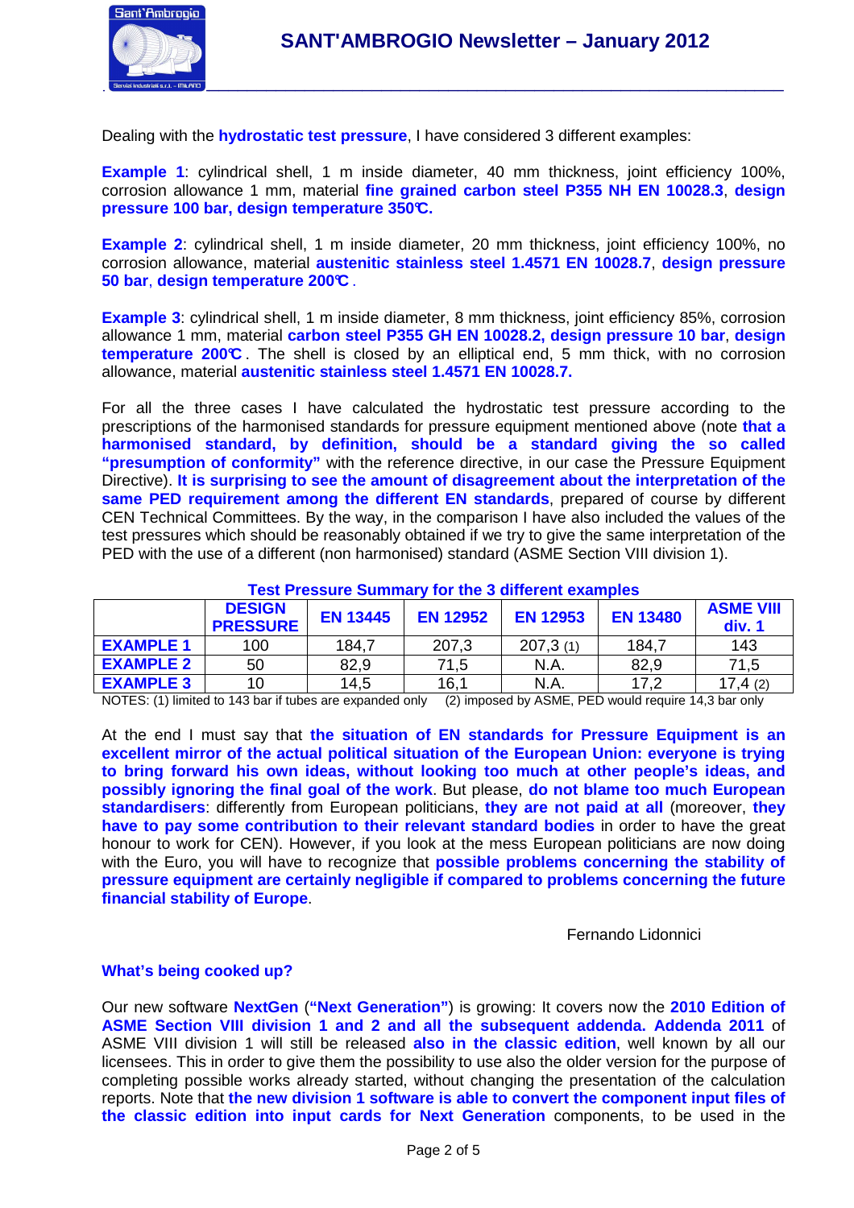Dealing with the **hydrostatic test pressure**, I have considered 3 different examples:

**Example 1**: cylindrical shell, 1 m inside diameter, 40 mm thickness, joint efficiency 100%, corrosion allowance 1 mm, material **fine grained carbon steel P355 NH EN 10028.3**, **design pressure 100 bar, design temperature 350°C.**

**Example 2**: cylindrical shell, 1 m inside diameter, 20 mm thickness, joint efficiency 100%, no corrosion allowance, material **austenitic stainless steel 1.4571 EN 10028.7**, **design pressure 50 bar**, **design temperature 200°C**.

**Example 3**: cylindrical shell, 1 m inside diameter, 8 mm thickness, joint efficiency 85%, corrosion allowance 1 mm, material **carbon steel P355 GH EN 10028.2, design pressure 10 bar**, **design temperature 200°C**. The shell is closed by an elliptical end, 5 mm thick, with no corrosion allowance, material **austenitic stainless steel 1.4571 EN 10028.7.**

For all the three cases I have calculated the hydrostatic test pressure according to the prescriptions of the harmonised standards for pressure equipment mentioned above (note **that a harmonised standard, by definition, should be a standard giving the so called "presumption of conformity"** with the reference directive, in our case the Pressure Equipment Directive). **It is surprising to see the amount of disagreement about the interpretation of the same PED requirement among the different EN standards**, prepared of course by different CEN Technical Committees. By the way, in the comparison I have also included the values of the test pressures which should be reasonably obtained if we try to give the same interpretation of the PED with the use of a different (non harmonised) standard (ASME Section VIII division 1).

**Test Pressure Summary for the 3 different examples**

| | DESIGN PRESSURE | EN 13445 | EN 12952 | EN 12953 | EN 13480 | ASME VIII div. 1 |
|---|---|---|---|---|---|---|
| **EXAMPLE 1** | 100 | 184,7 | 207,3 | 207,3 (1) | 184,7 | 143 |
| **EXAMPLE 2** | 50 | 82,9 | 71,5 | N.A. | 82,9 | 71,5 |
| **EXAMPLE 3** | 10 | 14,5 | 16,1 | N.A. | 17,2 | 17,4 (2) |

NOTES: (1) limited to 143 bar if tubes are expanded only (2) imposed by ASME, PED would require 14,3 bar only

At the end I must say that **the situation of EN standards for Pressure Equipment is an excellent mirror of the actual political situation of the European Union: everyone is trying to bring forward his own ideas, without looking too much at other people's ideas, and possibly ignoring the final goal of the work**. But please, **do not blame too much European standardisers**: differently from European politicians, **they are not paid at all** (moreover, **they have to pay some contribution to their relevant standard bodies** in order to have the great honour to work for CEN). However, if you look at the mess European politicians are now doing with the Euro, you will have to recognize that **possible problems concerning the stability of pressure equipment are certainly negligible if compared to problems concerning the future financial stability of Europe**.

Fernando Lidonnici

### What's being cooked up?

Our new software **NextGen** (**"Next Generation"**) is growing: It covers now the **2010 Edition of ASME Section VIII division 1 and 2 and all the subsequent addenda. Addenda 2011** of ASME VIII division 1 will still be released **also in the classic edition**, well known by all our licensees. This in order to give them the possibility to use also the older version for the purpose of completing possible works already started, without changing the presentation of the calculation reports. Note that **the new division 1 software is able to convert the component input files of the classic edition into input cards for Next Generation** components, to be used in the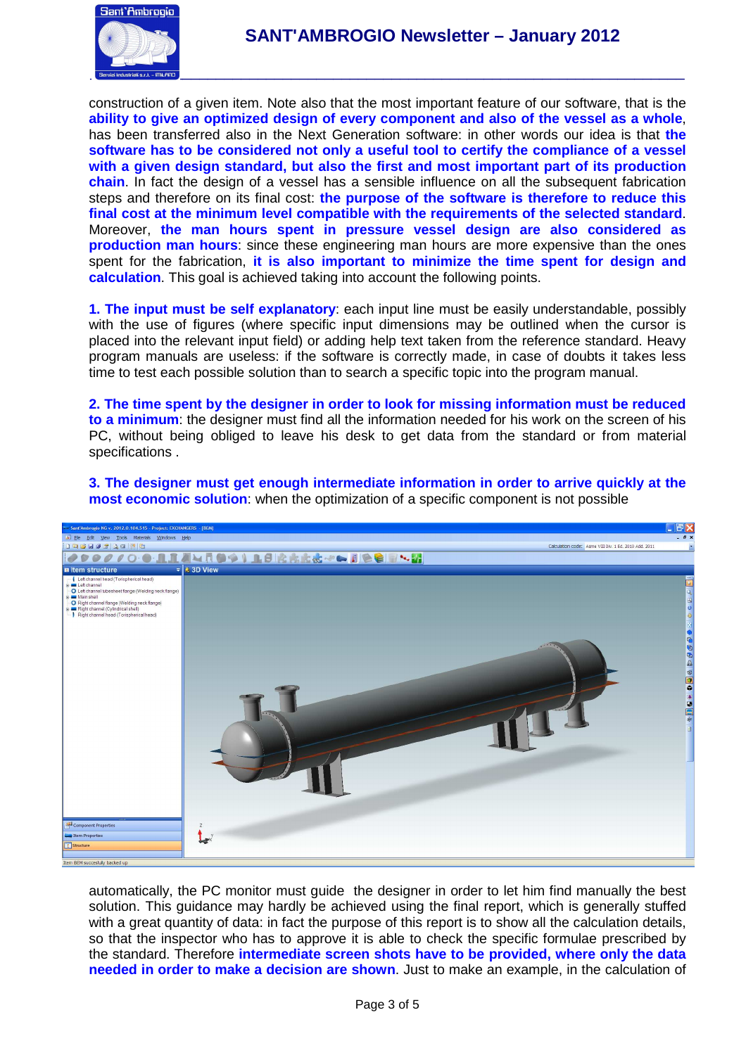construction of a given item. Note also that the most important feature of our software, that is the **ability to give an optimized design of every component and also of the vessel as a whole**, has been transferred also in the Next Generation software: in other words our idea is that **the software has to be considered not only a useful tool to certify the compliance of a vessel with a given design standard, but also the first and most important part of its production chain**. In fact the design of a vessel has a sensible influence on all the subsequent fabrication steps and therefore on its final cost: **the purpose of the software is therefore to reduce this final cost at the minimum level compatible with the requirements of the selected standard**. Moreover, **the man hours spent in pressure vessel design are also considered as production man hours**: since these engineering man hours are more expensive than the ones spent for the fabrication, **it is also important to minimize the time spent for design and calculation**. This goal is achieved taking into account the following points.

**1. The input must be self explanatory**: each input line must be easily understandable, possibly with the use of figures (where specific input dimensions may be outlined when the cursor is placed into the relevant input field) or adding help text taken from the reference standard. Heavy program manuals are useless: if the software is correctly made, in case of doubts it takes less time to test each possible solution than to search a specific topic into the program manual.

**2. The time spent by the designer in order to look for missing information must be reduced to a minimum**: the designer must find all the information needed for his work on the screen of his PC, without being obliged to leave his desk to get data from the standard or from material specifications .

**3. The designer must get enough intermediate information in order to arrive quickly at the most economic solution**: when the optimization of a specific component is not possible automatically, the PC monitor must guide the designer in order to let him find manually the best solution. This guidance may hardly be achieved using the final report, which is generally stuffed with a great quantity of data: in fact the purpose of this report is to show all the calculation details, so that the inspector who has to approve it is able to check the specific formulae prescribed by the standard. Therefore **intermediate screen shots have to be provided, where only the data needed in order to make a decision are shown**. Just to make an example, in the calculation of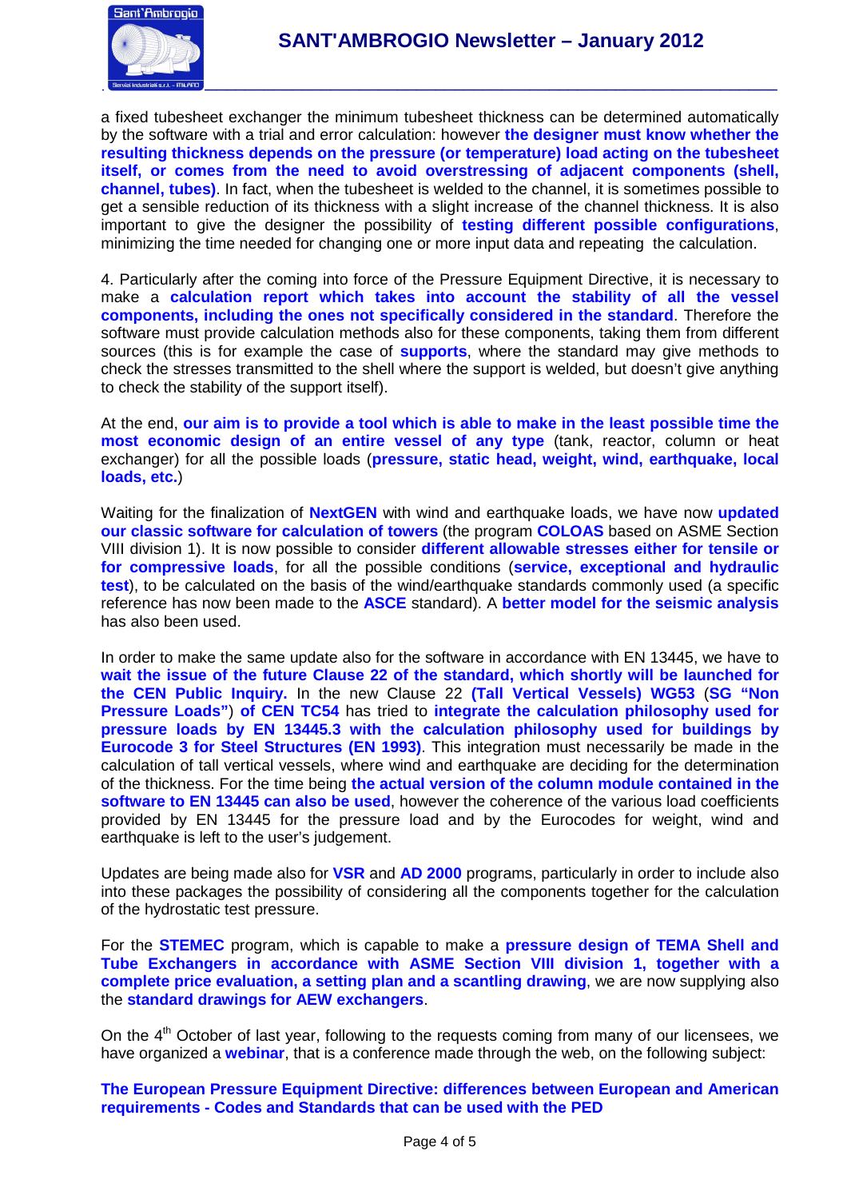a fixed tubesheet exchanger the minimum tubesheet thickness can be determined automatically by the software with a trial and error calculation: however **the designer must know whether the resulting thickness depends on the pressure (or temperature) load acting on the tubesheet itself, or comes from the need to avoid overstressing of adjacent components (shell, channel, tubes)**. In fact, when the tubesheet is welded to the channel, it is sometimes possible to get a sensible reduction of its thickness with a slight increase of the channel thickness. It is also important to give the designer the possibility of **testing different possible configurations**, minimizing the time needed for changing one or more input data and repeating the calculation.

4. Particularly after the coming into force of the Pressure Equipment Directive, it is necessary to make a **calculation report which takes into account the stability of all the vessel components, including the ones not specifically considered in the standard**. Therefore the software must provide calculation methods also for these components, taking them from different sources (this is for example the case of **supports**, where the standard may give methods to check the stresses transmitted to the shell where the support is welded, but doesn't give anything to check the stability of the support itself).

At the end, **our aim is to provide a tool which is able to make in the least possible time the most economic design of an entire vessel of any type** (tank, reactor, column or heat exchanger) for all the possible loads (**pressure, static head, weight, wind, earthquake, local loads, etc.**)

Waiting for the finalization of **NextGEN** with wind and earthquake loads, we have now **updated our classic software for calculation of towers** (the program **COLOAS** based on ASME Section VIII division 1). It is now possible to consider **different allowable stresses either for tensile or for compressive loads**, for all the possible conditions (**service, exceptional and hydraulic test**), to be calculated on the basis of the wind/earthquake standards commonly used (a specific reference has now been made to the **ASCE** standard). A **better model for the seismic analysis** has also been used.

In order to make the same update also for the software in accordance with EN 13445, we have to **wait the issue of the future Clause 22 of the standard, which shortly will be launched for the CEN Public Inquiry.** In the new Clause 22 **(Tall Vertical Vessels) WG53** (**SG "Non Pressure Loads"**) **of CEN TC54** has tried to **integrate the calculation philosophy used for pressure loads by EN 13445.3 with the calculation philosophy used for buildings by Eurocode 3 for Steel Structures (EN 1993)**. This integration must necessarily be made in the calculation of tall vertical vessels, where wind and earthquake are deciding for the determination of the thickness. For the time being **the actual version of the column module contained in the software to EN 13445 can also be used**, however the coherence of the various load coefficients provided by EN 13445 for the pressure load and by the Eurocodes for weight, wind and earthquake is left to the user's judgement.

Updates are being made also for **VSR** and **AD 2000** programs, particularly in order to include also into these packages the possibility of considering all the components together for the calculation of the hydrostatic test pressure.

For the **STEMEC** program, which is capable to make a **pressure design of TEMA Shell and Tube Exchangers in accordance with ASME Section VIII division 1, together with a complete price evaluation, a setting plan and a scantling drawing**, we are now supplying also the **standard drawings for AEW exchangers**.

On the 4th October of last year, following to the requests coming from many of our licensees, we have organized a **webinar**, that is a conference made through the web, on the following subject:

**The European Pressure Equipment Directive: differences between European and American requirements - Codes and Standards that can be used with the PED**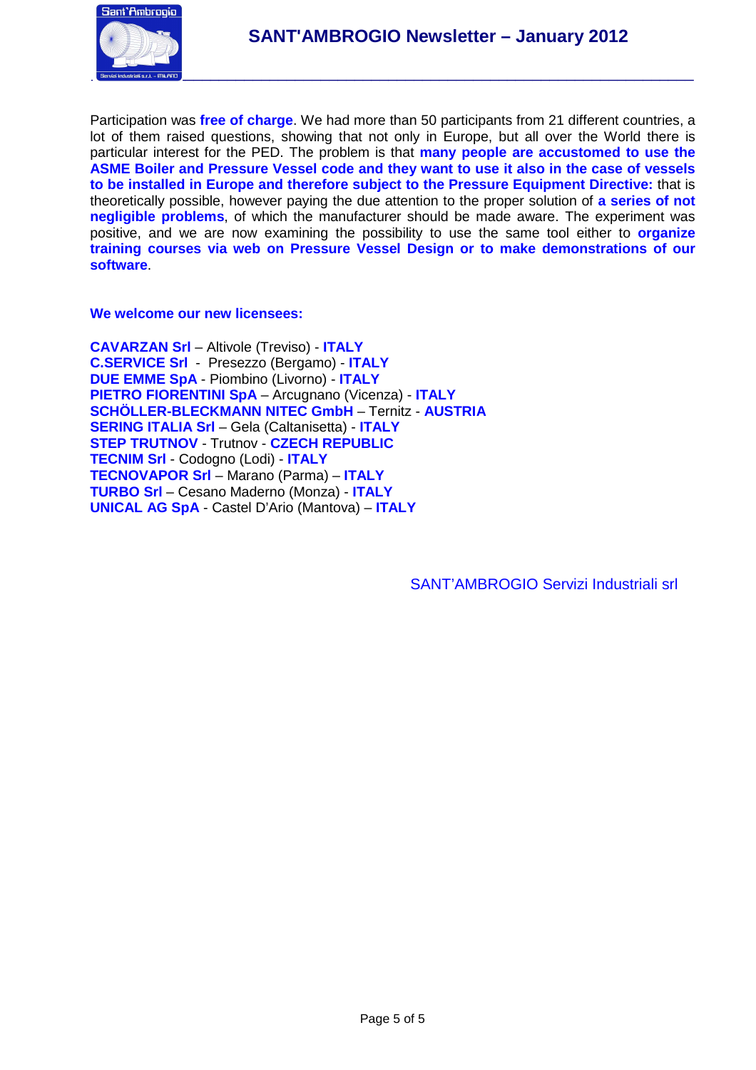Participation was **free of charge**. We had more than 50 participants from 21 different countries, a lot of them raised questions, showing that not only in Europe, but all over the World there is particular interest for the PED. The problem is that **many people are accustomed to use the ASME Boiler and Pressure Vessel code and they want to use it also in the case of vessels to be installed in Europe and therefore subject to the Pressure Equipment Directive:** that is theoretically possible, however paying the due attention to the proper solution of **a series of not negligible problems**, of which the manufacturer should be made aware. The experiment was positive, and we are now examining the possibility to use the same tool either to **organize training courses via web on Pressure Vessel Design or to make demonstrations of our software**.

**We welcome our new licensees:**

**CAVARZAN Srl** – Altivole (Treviso) - **ITALY**
**C.SERVICE Srl** - Presezzo (Bergamo) - **ITALY**
**DUE EMME SpA** - Piombino (Livorno) - **ITALY**
**PIETRO FIORENTINI SpA** – Arcugnano (Vicenza) - **ITALY**
**SCHÖLLER-BLECKMANN NITEC GmbH** – Ternitz - **AUSTRIA**
**SERING ITALIA Srl** – Gela (Caltanisetta) - **ITALY**
**STEP TRUTNOV** - Trutnov - **CZECH REPUBLIC**
**TECNIM Srl** - Codogno (Lodi) - **ITALY**
**TECNOVAPOR Srl** – Marano (Parma) – **ITALY**
**TURBO Srl** – Cesano Maderno (Monza) - **ITALY**
**UNICAL AG SpA** - Castel D'Ario (Mantova) – **ITALY**

SANT'AMBROGIO Servizi Industriali srl